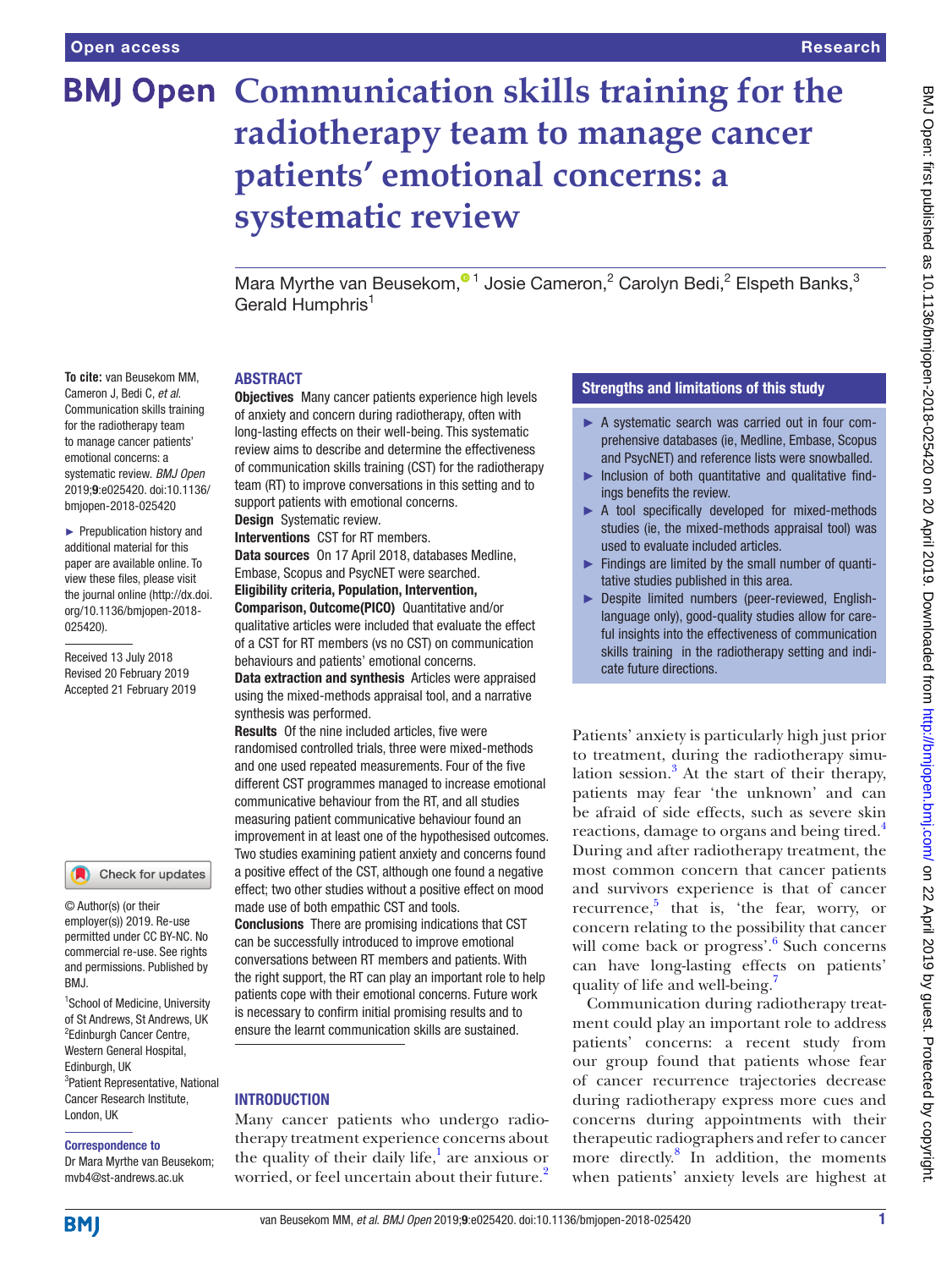# Communication skills training for the radiotherapy team to manage cancer patients' emotional concerns: a systematic review

Mara Myrthe van Beusekom,[1] Josie Cameron,[2] Carolyn Bedi,[2] Elspeth Banks,[3] Gerald Humphris[1]

**To cite:** van Beusekom MM, Cameron J, Bedi C, *et al*. Communication skills training for the radiotherapy team to manage cancer patients' emotional concerns: a systematic review. *BMJ Open* 2019;**9**:e025420. doi:10.1136/bmjopen-2018-025420

► Prepublication history and additional material for this paper are available online. To view these files, please visit the journal online (http://dx.doi.org/10.1136/bmjopen-2018-025420).

Received 13 July 2018
Revised 20 February 2019
Accepted 21 February 2019

© Author(s) (or their employer(s)) 2019. Re-use permitted under CC BY-NC. No commercial re-use. See rights and permissions. Published by BMJ.

[1]School of Medicine, University of St Andrews, St Andrews, UK
[2]Edinburgh Cancer Centre, Western General Hospital, Edinburgh, UK
[3]Patient Representative, National Cancer Research Institute, London, UK

**Correspondence to**
Dr Mara Myrthe van Beusekom; mvb4@st-andrews.ac.uk

## ABSTRACT

**Objectives** Many cancer patients experience high levels of anxiety and concern during radiotherapy, often with long-lasting effects on their well-being. This systematic review aims to describe and determine the effectiveness of communication skills training (CST) for the radiotherapy team (RT) to improve conversations in this setting and to support patients with emotional concerns.

**Design** Systematic review.

**Interventions** CST for RT members.

**Data sources** On 17 April 2018, databases Medline, Embase, Scopus and PsycNET were searched.

**Eligibility criteria, Population, Intervention, Comparison, Outcome(PICO)** Quantitative and/or qualitative articles were included that evaluate the effect of a CST for RT members (vs no CST) on communication behaviours and patients' emotional concerns.

**Data extraction and synthesis** Articles were appraised using the mixed-methods appraisal tool, and a narrative synthesis was performed.

**Results** Of the nine included articles, five were randomised controlled trials, three were mixed-methods and one used repeated measurements. Four of the five different CST programmes managed to increase emotional communicative behaviour from the RT, and all studies measuring patient communicative behaviour found an improvement in at least one of the hypothesised outcomes. Two studies examining patient anxiety and concerns found a positive effect of the CST, although one found a negative effect; two other studies without a positive effect on mood made use of both empathic CST and tools.

**Conclusions** There are promising indications that CST can be successfully introduced to improve emotional conversations between RT members and patients. With the right support, the RT can play an important role to help patients cope with their emotional concerns. Future work is necessary to confirm initial promising results and to ensure the learnt communication skills are sustained.

## Strengths and limitations of this study

- ► A systematic search was carried out in four comprehensive databases (ie, Medline, Embase, Scopus and PsycNET) and reference lists were snowballed.
- ► Inclusion of both quantitative and qualitative findings benefits the review.
- ► A tool specifically developed for mixed-methods studies (ie, the mixed-methods appraisal tool) was used to evaluate included articles.
- ► Findings are limited by the small number of quantitative studies published in this area.
- ► Despite limited numbers (peer-reviewed, English-language only), good-quality studies allow for careful insights into the effectiveness of communication skills training in the radiotherapy setting and indicate future directions.

## INTRODUCTION

Many cancer patients who undergo radiotherapy treatment experience concerns about the quality of their daily life,[1] are anxious or worried, or feel uncertain about their future.[2] Patients' anxiety is particularly high just prior to treatment, during the radiotherapy simulation session.[3] At the start of their therapy, patients may fear 'the unknown' and can be afraid of side effects, such as severe skin reactions, damage to organs and being tired.[4] During and after radiotherapy treatment, the most common concern that cancer patients and survivors experience is that of cancer recurrence,[5] that is, 'the fear, worry, or concern relating to the possibility that cancer will come back or progress'.[6] Such concerns can have long-lasting effects on patients' quality of life and well-being.[7]

Communication during radiotherapy treatment could play an important role to address patients' concerns: a recent study from our group found that patients whose fear of cancer recurrence trajectories decrease during radiotherapy express more cues and concerns during appointments with their therapeutic radiographers and refer to cancer more directly.[8] In addition, the moments when patients' anxiety levels are highest at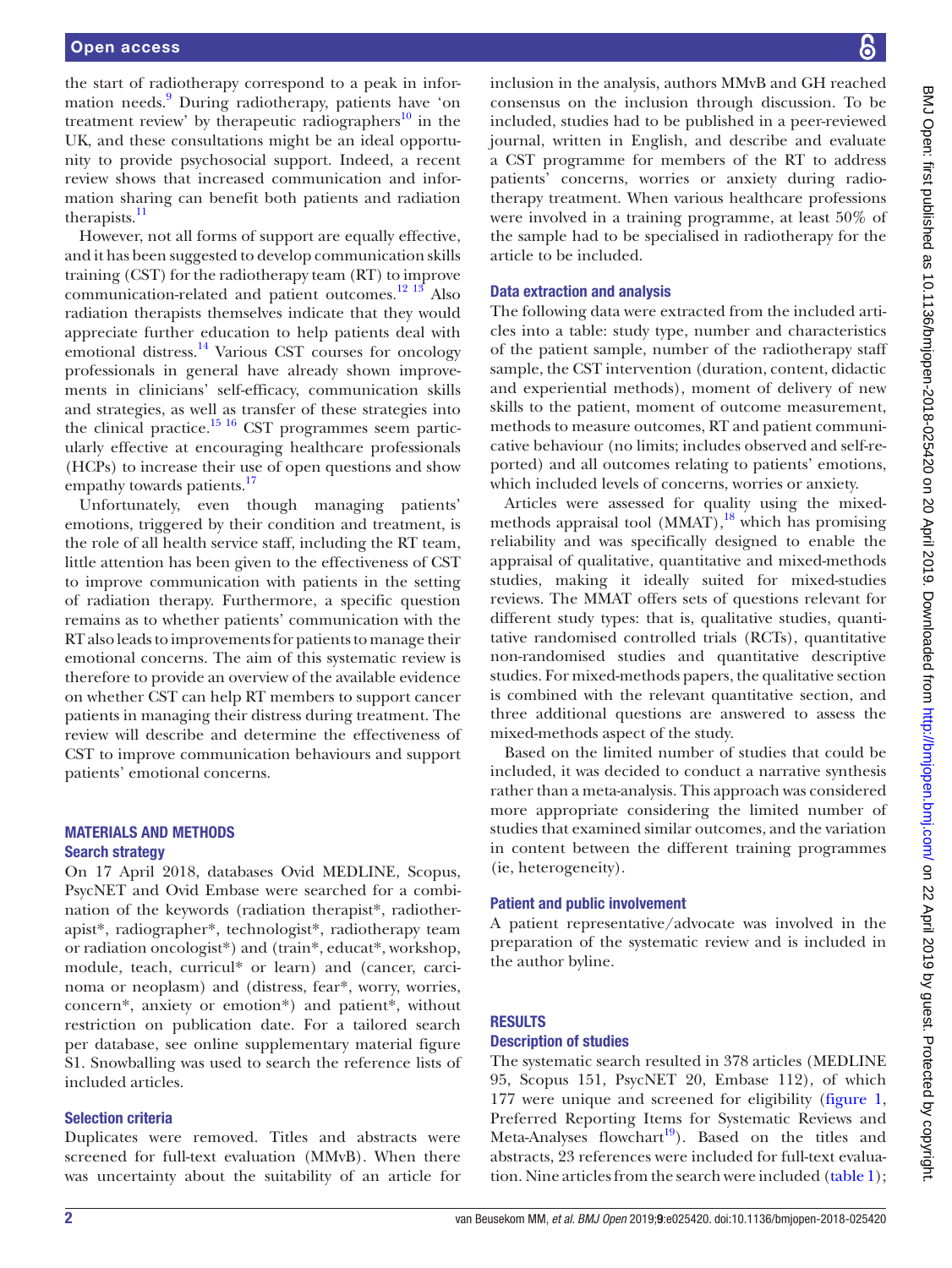the start of radiotherapy correspond to a peak in information needs.[9] During radiotherapy, patients have 'on treatment review' by therapeutic radiographers[10] in the UK, and these consultations might be an ideal opportunity to provide psychosocial support. Indeed, a recent review shows that increased communication and information sharing can benefit both patients and radiation therapists.[11]

However, not all forms of support are equally effective, and it has been suggested to develop communication skills training (CST) for the radiotherapy team (RT) to improve communication-related and patient outcomes.[12 13] Also radiation therapists themselves indicate that they would appreciate further education to help patients deal with emotional distress.[14] Various CST courses for oncology professionals in general have already shown improvements in clinicians' self-efficacy, communication skills and strategies, as well as transfer of these strategies into the clinical practice.[15 16] CST programmes seem particularly effective at encouraging healthcare professionals (HCPs) to increase their use of open questions and show empathy towards patients.[17]

Unfortunately, even though managing patients' emotions, triggered by their condition and treatment, is the role of all health service staff, including the RT team, little attention has been given to the effectiveness of CST to improve communication with patients in the setting of radiation therapy. Furthermore, a specific question remains as to whether patients' communication with the RT also leads to improvements for patients to manage their emotional concerns. The aim of this systematic review is therefore to provide an overview of the available evidence on whether CST can help RT members to support cancer patients in managing their distress during treatment. The review will describe and determine the effectiveness of CST to improve communication behaviours and support patients' emotional concerns.

## MATERIALS AND METHODS

### Search strategy

On 17 April 2018, databases Ovid MEDLINE, Scopus, PsycNET and Ovid Embase were searched for a combination of the keywords (radiation therapist*, radiotherapist*, radiographer*, technologist*, radiotherapy team or radiation oncologist*) and (train*, educat*, workshop, module, teach, curricul* or learn) and (cancer, carcinoma or neoplasm) and (distress, fear*, worry, worries, concern*, anxiety or emotion*) and patient*, without restriction on publication date. For a tailored search per database, see online supplementary material figure S1. Snowballing was used to search the reference lists of included articles.

### Selection criteria

Duplicates were removed. Titles and abstracts were screened for full-text evaluation (MMvB). When there was uncertainty about the suitability of an article for inclusion in the analysis, authors MMvB and GH reached consensus on the inclusion through discussion. To be included, studies had to be published in a peer-reviewed journal, written in English, and describe and evaluate a CST programme for members of the RT to address patients' concerns, worries or anxiety during radiotherapy treatment. When various healthcare professions were involved in a training programme, at least 50% of the sample had to be specialised in radiotherapy for the article to be included.

### Data extraction and analysis

The following data were extracted from the included articles into a table: study type, number and characteristics of the patient sample, number of the radiotherapy staff sample, the CST intervention (duration, content, didactic and experiential methods), moment of delivery of new skills to the patient, moment of outcome measurement, methods to measure outcomes, RT and patient communicative behaviour (no limits; includes observed and self-reported) and all outcomes relating to patients' emotions, which included levels of concerns, worries or anxiety.

Articles were assessed for quality using the mixed-methods appraisal tool (MMAT),[18] which has promising reliability and was specifically designed to enable the appraisal of qualitative, quantitative and mixed-methods studies, making it ideally suited for mixed-studies reviews. The MMAT offers sets of questions relevant for different study types: that is, qualitative studies, quantitative randomised controlled trials (RCTs), quantitative non-randomised studies and quantitative descriptive studies. For mixed-methods papers, the qualitative section is combined with the relevant quantitative section, and three additional questions are answered to assess the mixed-methods aspect of the study.

Based on the limited number of studies that could be included, it was decided to conduct a narrative synthesis rather than a meta-analysis. This approach was considered more appropriate considering the limited number of studies that examined similar outcomes, and the variation in content between the different training programmes (ie, heterogeneity).

### Patient and public involvement

A patient representative/advocate was involved in the preparation of the systematic review and is included in the author byline.

## RESULTS

### Description of studies

The systematic search resulted in 378 articles (MEDLINE 95, Scopus 151, PsycNET 20, Embase 112), of which 177 were unique and screened for eligibility (figure 1, Preferred Reporting Items for Systematic Reviews and Meta-Analyses flowchart[19]). Based on the titles and abstracts, 23 references were included for full-text evaluation. Nine articles from the search were included (table 1);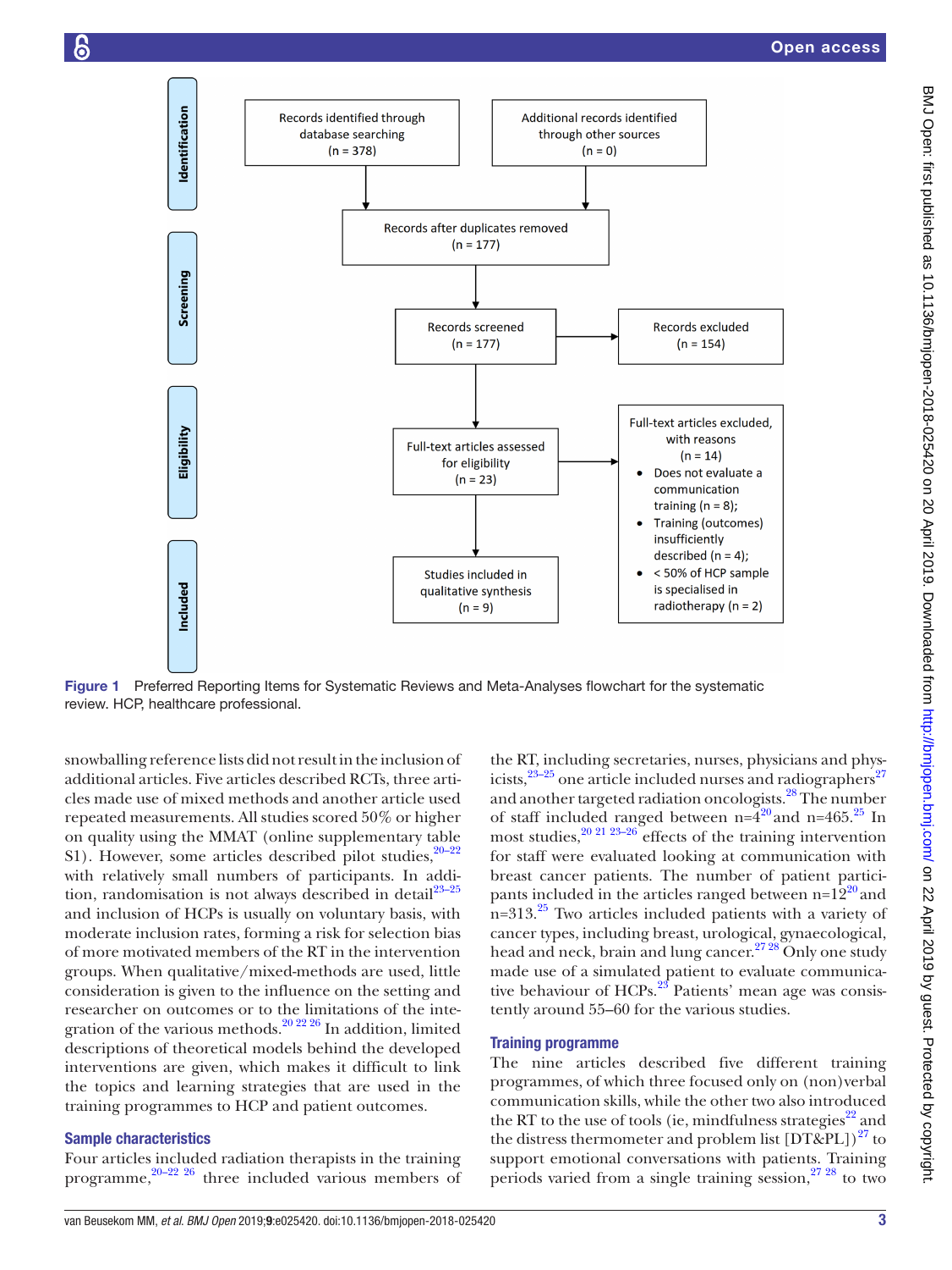Figure 1 Preferred Reporting Items for Systematic Reviews and Meta-Analyses flowchart for the systematic review. HCP, healthcare professional.

snowballing reference lists did not result in the inclusion of additional articles. Five articles described RCTs, three articles made use of mixed methods and another article used repeated measurements. All studies scored 50% or higher on quality using the MMAT (online supplementary table S1). However, some articles described pilot studies,[20–22] with relatively small numbers of participants. In addition, randomisation is not always described in detail[23–25] and inclusion of HCPs is usually on voluntary basis, with moderate inclusion rates, forming a risk for selection bias of more motivated members of the RT in the intervention groups. When qualitative/mixed-methods are used, little consideration is given to the influence on the setting and researcher on outcomes or to the limitations of the integration of the various methods.[20 22 26] In addition, limited descriptions of theoretical models behind the developed interventions are given, which makes it difficult to link the topics and learning strategies that are used in the training programmes to HCP and patient outcomes.

## Sample characteristics

Four articles included radiation therapists in the training programme,[20–22 26] three included various members of the RT, including secretaries, nurses, physicians and physicists,[23–25] one article included nurses and radiographers[27] and another targeted radiation oncologists.[28] The number of staff included ranged between n=4[20] and n=465.[25] In most studies,[20 21 23–26] effects of the training intervention for staff were evaluated looking at communication with breast cancer patients. The number of patient participants included in the articles ranged between n=12[20] and n=313.[25] Two articles included patients with a variety of cancer types, including breast, urological, gynaecological, head and neck, brain and lung cancer.[27 28] Only one study made use of a simulated patient to evaluate communicative behaviour of HCPs.[23] Patients' mean age was consistently around 55–60 for the various studies.

## Training programme

The nine articles described five different training programmes, of which three focused only on (non)verbal communication skills, while the other two also introduced the RT to the use of tools (ie, mindfulness strategies[22] and the distress thermometer and problem list [DT&PL])[27] to support emotional conversations with patients. Training periods varied from a single training session,[27 28] to two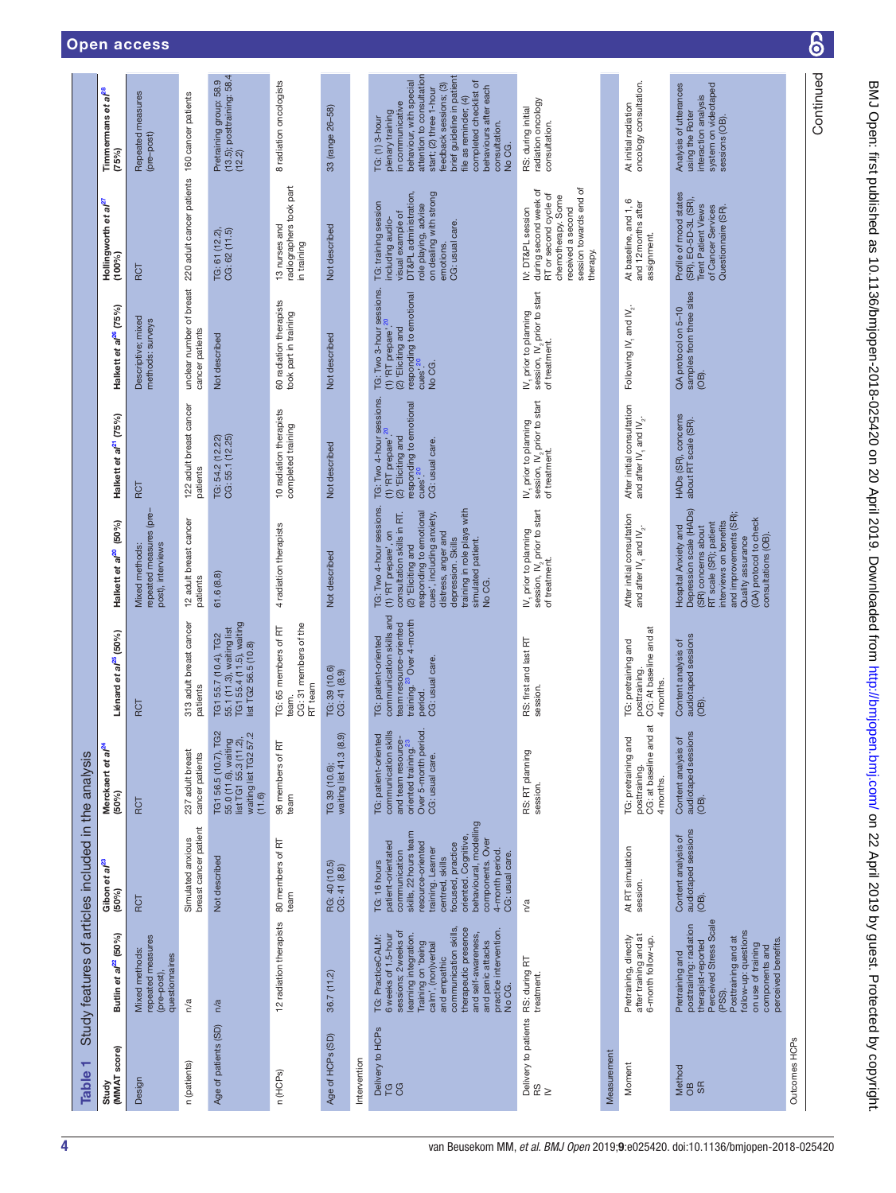Table 1 Study features of articles included in the analysis

| Study (MMAT score) | Butlin et al[22] (50%) | Gibon et al[23] (50%) | Merckaert et al[24] (50%) | Liénard et al[25] (50%) | Halkett et al[20] (50%) | Halkett et al[21] (75%) | Halkett et al[26] (75%) | Hollingworth et al[27] (100%) | Timmermans et al[28] (75%) |
|---|---|---|---|---|---|---|---|---|---|
| Design | Mixed methods: repeated measures (pre-post), questionnaires | RCT | RCT | RCT | Mixed methods: repeated measures (pre–post), interviews | RCT | Descriptive; mixed methods: surveys | RCT | Repeated measures (pre–post) |
| n (patients) | n/a | Simulated anxious breast cancer patient | 237 adult breast cancer patients | 313 adult breast cancer patients | 12 adult breast cancer patients | 122 adult breast cancer patients | unclear number of breast cancer patients | 220 adult cancer patients | 160 cancer patients |
| Age of patients (SD) | n/a | Not described | TG1 56.5 (10.7), TG2 55.0 (11.6), waiting list TG1 55.3 (11.2), waiting list TG2 57.2 (11.6) | TG1 55.7 (10.4), TG2 55.1 (11.3), waiting list TG1 55.4 (11.5), waiting list TG2 56.5 (10.8) | 61.6 (8.8) | TG: 54.2 (12.22) CG: 55.1 (12.25) | Not described | TG: 61 (12.2), CG: 62 (11.5) | Pretraining group: 58.9 (13.5); posttraining: 58.4 (12.2) |
| n (HCPs) | 12 radiation therapists | 80 members of RT team | 96 members of RT team | TG: 65 members of RT team. CG: 31 members of the RT team | 4 radiation therapists | 10 radiation therapists completed training | 60 radiation therapists took part in training | 13 nurses and radiographers took part in training | 8 radiation oncologists |
| Age of HCPs (SD) | 36.7 (11.2) | RG: 40 (10.5) CG: 41 (8.8) | TG 39 (10.6); waiting list 41.3 (8.9) | TG: 39 (10.6) CG: 41 (8.9) | Not described | Not described | Not described | Not described | 33 (range 26–58) |
| **Intervention** | | | | | | | | | |
| Delivery to HCPs TG CG | TG: PracticeCALM: 6 weeks of 1.5-hour sessions; 2 weeks of learning integration. Training on 'being calm', (non)verbal and empathic communication skills, therapeutic presence and self-awareness, and panic attacks practice intervention. No CG. | TG: 16 hours patient-orientated communication skills, 22 hours team resource-oriented training. Learner centred, skills focused, practice oriented. Cognitive, behavioural, modelling components. Over 4-month period. CG: usual care. | TG: patient-oriented communication skills and team resource-oriented training.[23] Over 5-month period. CG: usual care. | TG: patient-oriented communication skills and team resource-oriented training.[23] Over 4-month period. CG: usual care. | TG: Two 4-hour sessions. (1) 'RT prepare', on consultation skills in RT. (2) 'Eliciting and responding to emotional cues', including anxiety, distress, anger and depression. Skills training in role plays with simulated patient. No CG. | TG: Two 4-hour sessions. (1) 'RT prepare'.[20] (2) 'Eliciting and responding to emotional cues'.[20] CG: usual care. | TG: Two 3-hour sessions. (1) 'RT prepare'.[20] (2) 'Eliciting and responding to emotional cues'.[20] No CG. | TG: training session including audio-visual example of DT&PL administration, role playing, advise on dealing with strong emotions. CG: usual care. | TG: (1) 3-hour plenary training in communicative behaviour, with special attention to consultation start; (2) three 1-hour feedback sessions; (3) brief guideline in patient file as reminder; (4) completed checklist of behaviours after each consultation. No CG. |
| Delivery to patients RS IV | RS: during RT treatment. | n/a | RS: RT planning session. | RS: first and last RT session. | $IV_1$ prior to planning session, $IV_2$ prior to start of treatment. | $IV_1$ prior to planning session, $IV_2$ prior to start of treatment. | $IV_1$ prior to planning session, $IV_2$ prior to start of treatment. | IV: DT&PL session during second week of RT or second cycle of chemotherapy. Some received a second session towards end of therapy. | RS: during initial radiation oncology consultation. |
| **Measurement** | | | | | | | | | |
| Moment | Pretraining, directly after training and at 6-month follow-up. | At RT simulation session. | TG: pretraining and posttraining. CG: at baseline and at 4 months. | TG: pretraining and posttraining. CG: At baseline and at 4 months. | After initial consultation and after $IV_1$ and $IV_2$. | After initial consultation and after $IV_1$ and $IV_2$. | Following $IV_1$ and $IV_2$. | At baseline, and 1, 6 and 12 months after assignment. | At initial radiation oncology consultation. |
| Method OB SR | Pretraining and posttraining: radiation therapist-reported Perceived Stress Scale (PSS). Posttraining and at follow-up: questions on use of training components and perceived benefits. | Content analysis of audiotaped sessions (OB). | Content analysis of audiotaped sessions (OB). | Content analysis of audiotaped sessions (OB). | Hospital Anxiety and Depression scale (HADs) (SR) concerns about RT scale (SR); patient interviews on benefits and improvements (SR); Quality assurance (QA) protocol to check consultations (OB). | HADs (SR), concerns about RT scale (SR). | QA protocol on 5–10 samples from three sites (OB). | Profile of mood states (SR), EQ-5D-3L (SR), Trent Patient Views of Cancer Services Questionnaire (SR). | Analysis of utterances using the Roter interaction analysis system on videotaped sessions (OB). |
| Outcomes HCPs | | | | | | | | | |

Continued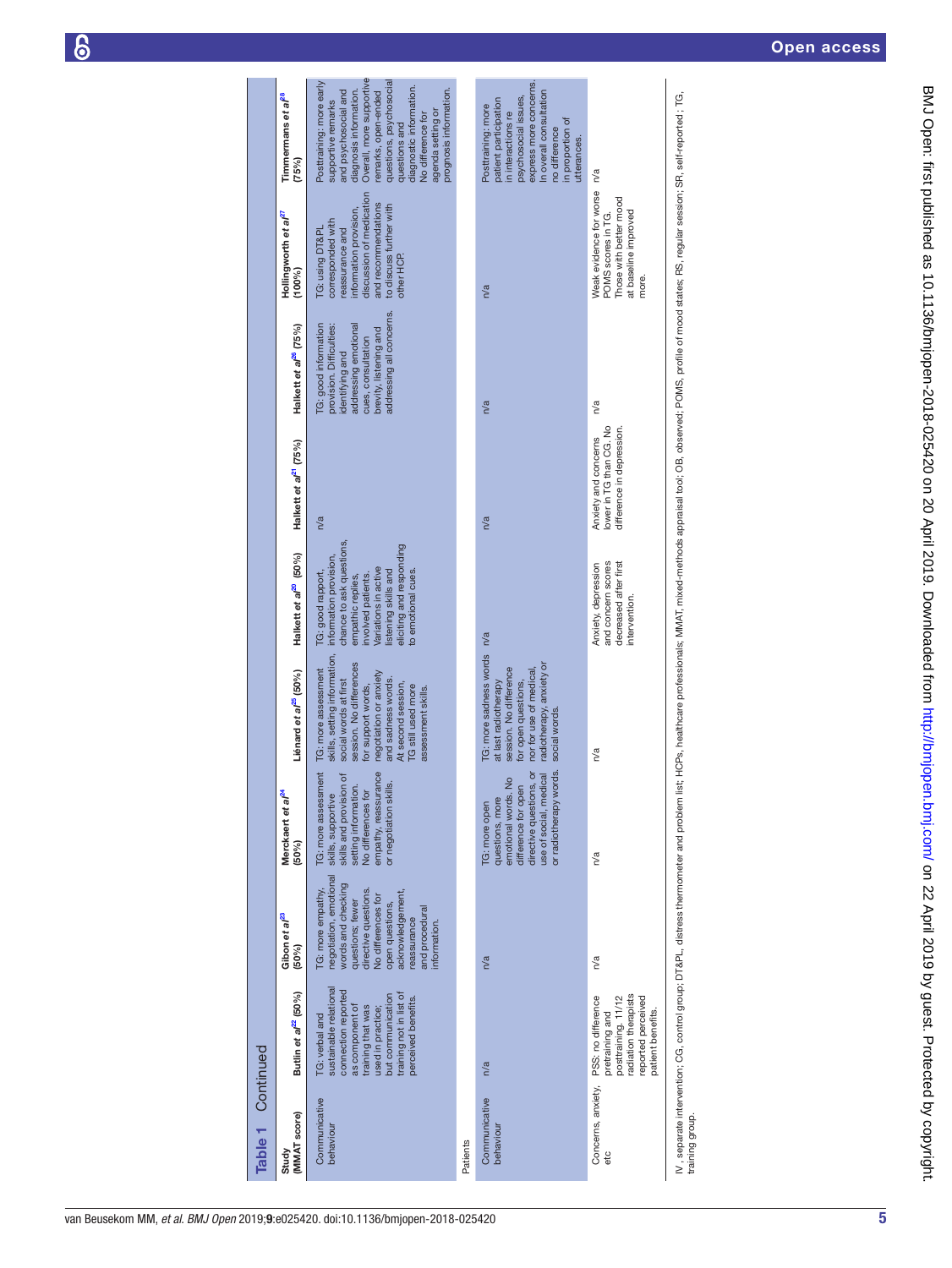Table 1 Continued

| Study (MMAT score) | Butlin *et al*[22] (50%) | Gibon *et al*[23] (50%) | Merckaert *et al*[24] (50%) | Liénard *et al*[25] (50%) | Halkett *et al*[20] (50%) | Halkett *et al*[21] (75%) | Halkett *et al*[26] (75%) | Hollingworth *et al*[27] (100%) | Timmermans *et al*[28] (75%) |
|---|---|---|---|---|---|---|---|---|---|
| Communicative behaviour | TG: verbal and sustainable relational connection reported as component of training that was used in practice; but communication training not in list of perceived benefits. | TG: more empathy, negotiation, emotional words and checking questions; fewer directive questions. No differences for open questions, acknowledgement, reassurance and procedural information. | TG: more assessment skills, supportive skills and provision of setting information. No differences for empathy, reassurance or negotiation skills. | TG: more assessment skills, setting information, social words at first session. No difference for support words, negotiation or anxiety and sadness words. At second session, TG still used more assessment skills. | TG: good rapport, information provision, chance to ask questions, empathic replies, involved patients. Variations in active listening skills and eliciting and responding to emotional cues. | n/a | TG: good information provision. Difficulties: identifying and addressing emotional cues, consultation brevity, listening and addressing all concerns. | TG using DT&PL corresponded with reassurance and information provision, discussion of medication and recommendations to discuss further with other HCP. | Posttraining: more early supportive remarks and psychosocial and diagnosis information. Overall, more supportive remarks, open-ended questions, psychosocial questions and diagnostic information. No difference for agenda setting or prognosis information. |
| **Patients** | | | | | | | | | |
| Communicative behaviour | n/a | n/a | TG: more open questions, more emotional words. No difference for open directive questions, or use of social, medical or radiotherapy words. | TG: more sadness words at last radiotherapy session. No difference for open questions, nor for use of medical, radiotherapy, anxiety or social words. | n/a | n/a | n/a | n/a | Posttraining: more patient participation in interactions re psychosocial issues, express more concerns. In overall consultation no difference in proportion of utterances. |
| Concerns, anxiety, etc | PSS: no difference pretraining and posttraining. 11/12 radiation therapists reported perceived patient benefits. | n/a | n/a | n/a | Anxiety, depression and concern scores decreased after first intervention. | Anxiety and concerns lower in TG than CG. No difference in depression. | n/a | Weak evidence for worse POMS scores in TG. Those with better mood at baseline improved more. | n/a |

IV, separate intervention; CG, control group; DT&PL, distress thermometer and problem list; HCPs, healthcare professionals; MMAT, mixed-methods appraisal tool; OB, observed; POMS, profile of mood states; RS, regular session; SR, self-reported; TG, training group.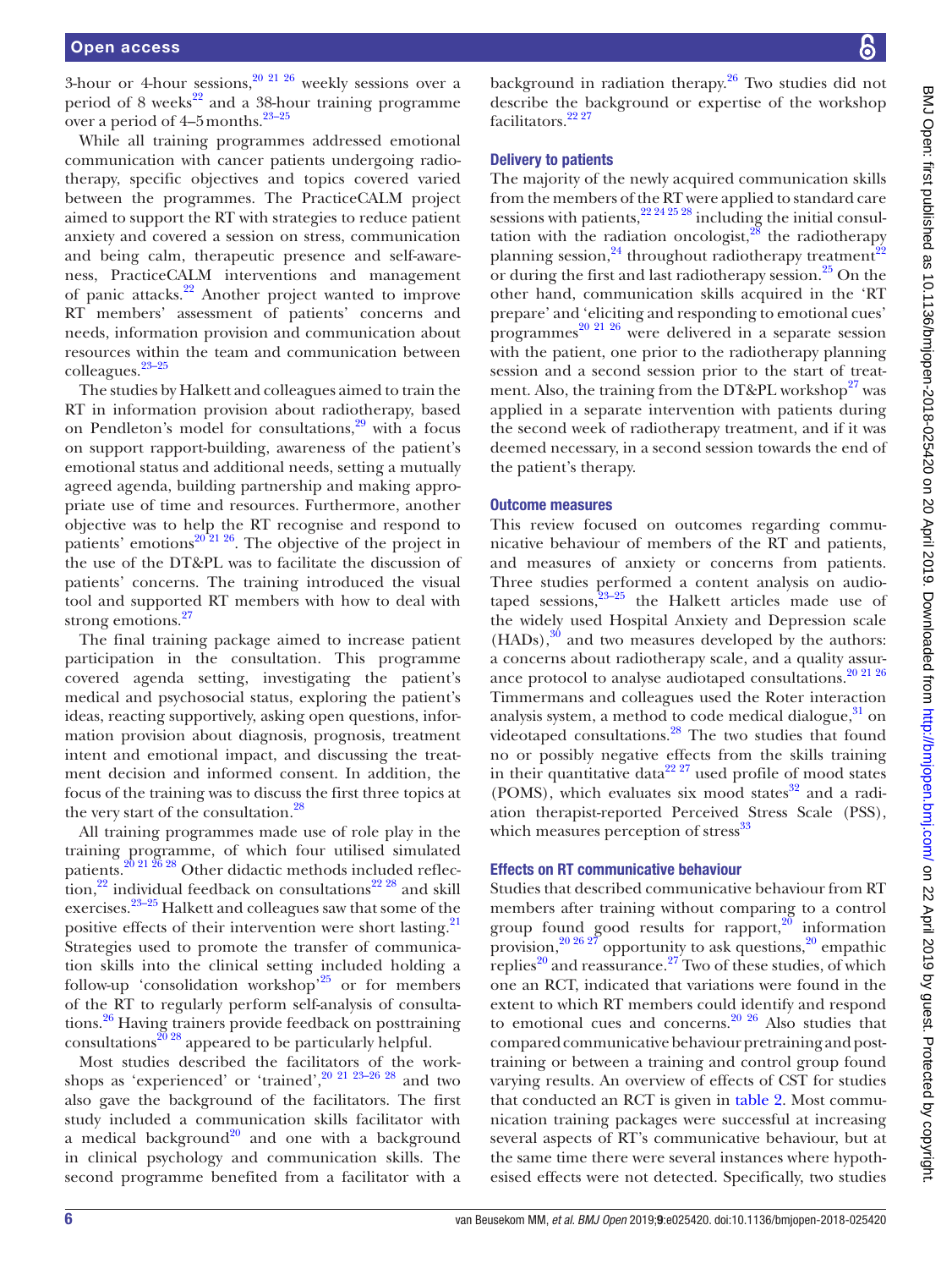3-hour or 4-hour sessions,[20 21 26] weekly sessions over a period of 8 weeks[22] and a 38-hour training programme over a period of 4–5 months.[23–25]

While all training programmes addressed emotional communication with cancer patients undergoing radiotherapy, specific objectives and topics covered varied between the programmes. The PracticeCALM project aimed to support the RT with strategies to reduce patient anxiety and covered a session on stress, communication and being calm, therapeutic presence and self-awareness, PracticeCALM interventions and management of panic attacks.[22] Another project wanted to improve RT members' assessment of patients' concerns and needs, information provision and communication about resources within the team and communication between colleagues.[23–25]

The studies by Halkett and colleagues aimed to train the RT in information provision about radiotherapy, based on Pendleton's model for consultations,[29] with a focus on support rapport-building, awareness of the patient's emotional status and additional needs, setting a mutually agreed agenda, building partnership and making appropriate use of time and resources. Furthermore, another objective was to help the RT recognise and respond to patients' emotions[20 21 26]. The objective of the project in the use of the DT&PL was to facilitate the discussion of patients' concerns. The training introduced the visual tool and supported RT members with how to deal with strong emotions.[27]

The final training package aimed to increase patient participation in the consultation. This programme covered agenda setting, investigating the patient's medical and psychosocial status, exploring the patient's ideas, reacting supportively, asking open questions, information provision about diagnosis, prognosis, treatment intent and emotional impact, and discussing the treatment decision and informed consent. In addition, the focus of the training was to discuss the first three topics at the very start of the consultation.[28]

All training programmes made use of role play in the training programme, of which four utilised simulated patients.[20 21 26 28] Other didactic methods included reflection,[22] individual feedback on consultations[22 28] and skill exercises.[23–25] Halkett and colleagues saw that some of the positive effects of their intervention were short lasting.[21] Strategies used to promote the transfer of communication skills into the clinical setting included holding a follow-up 'consolidation workshop'[25] or for members of the RT to regularly perform self-analysis of consultations.[26] Having trainers provide feedback on posttraining consultations[20 28] appeared to be particularly helpful.

Most studies described the facilitators of the workshops as 'experienced' or 'trained',[20 21 23–26 28] and two also gave the background of the facilitators. The first study included a communication skills facilitator with a medical background[20] and one with a background in clinical psychology and communication skills. The second programme benefited from a facilitator with a background in radiation therapy.[26] Two studies did not describe the background or expertise of the workshop facilitators.[22 27]

### Delivery to patients

The majority of the newly acquired communication skills from the members of the RT were applied to standard care sessions with patients,[22 24 25 28] including the initial consultation with the radiation oncologist,[28] the radiotherapy planning session,[24] throughout radiotherapy treatment[22] or during the first and last radiotherapy session.[25] On the other hand, communication skills acquired in the 'RT prepare' and 'eliciting and responding to emotional cues' programmes[20 21 26] were delivered in a separate session with the patient, one prior to the radiotherapy planning session and a second session prior to the start of treatment. Also, the training from the DT&PL workshop[27] was applied in a separate intervention with patients during the second week of radiotherapy treatment, and if it was deemed necessary, in a second session towards the end of the patient's therapy.

### Outcome measures

This review focused on outcomes regarding communicative behaviour of members of the RT and patients, and measures of anxiety or concerns from patients. Three studies performed a content analysis on audiotaped sessions,[23–25] the Halkett articles made use of the widely used Hospital Anxiety and Depression scale (HADs),[30] and two measures developed by the authors: a concerns about radiotherapy scale, and a quality assurance protocol to analyse audiotaped consultations.[20 21 26] Timmermans and colleagues used the Roter interaction analysis system, a method to code medical dialogue,[31] on videotaped consultations.[28] The two studies that found no or possibly negative effects from the skills training in their quantitative data[22 27] used profile of mood states (POMS), which evaluates six mood states[32] and a radiation therapist-reported Perceived Stress Scale (PSS), which measures perception of stress[33]

### Effects on RT communicative behaviour

Studies that described communicative behaviour from RT members after training without comparing to a control group found good results for rapport,[20] information provision,[20 26 27] opportunity to ask questions,[20] empathic replies[20] and reassurance.[27] Two of these studies, of which one an RCT, indicated that variations were found in the extent to which RT members could identify and respond to emotional cues and concerns.[20 26] Also studies that compared communicative behaviour pretraining and posttraining or between a training and control group found varying results. An overview of effects of CST for studies that conducted an RCT is given in table 2. Most communication training packages were successful at increasing several aspects of RT's communicative behaviour, but at the same time there were several instances where hypothesised effects were not detected. Specifically, two studies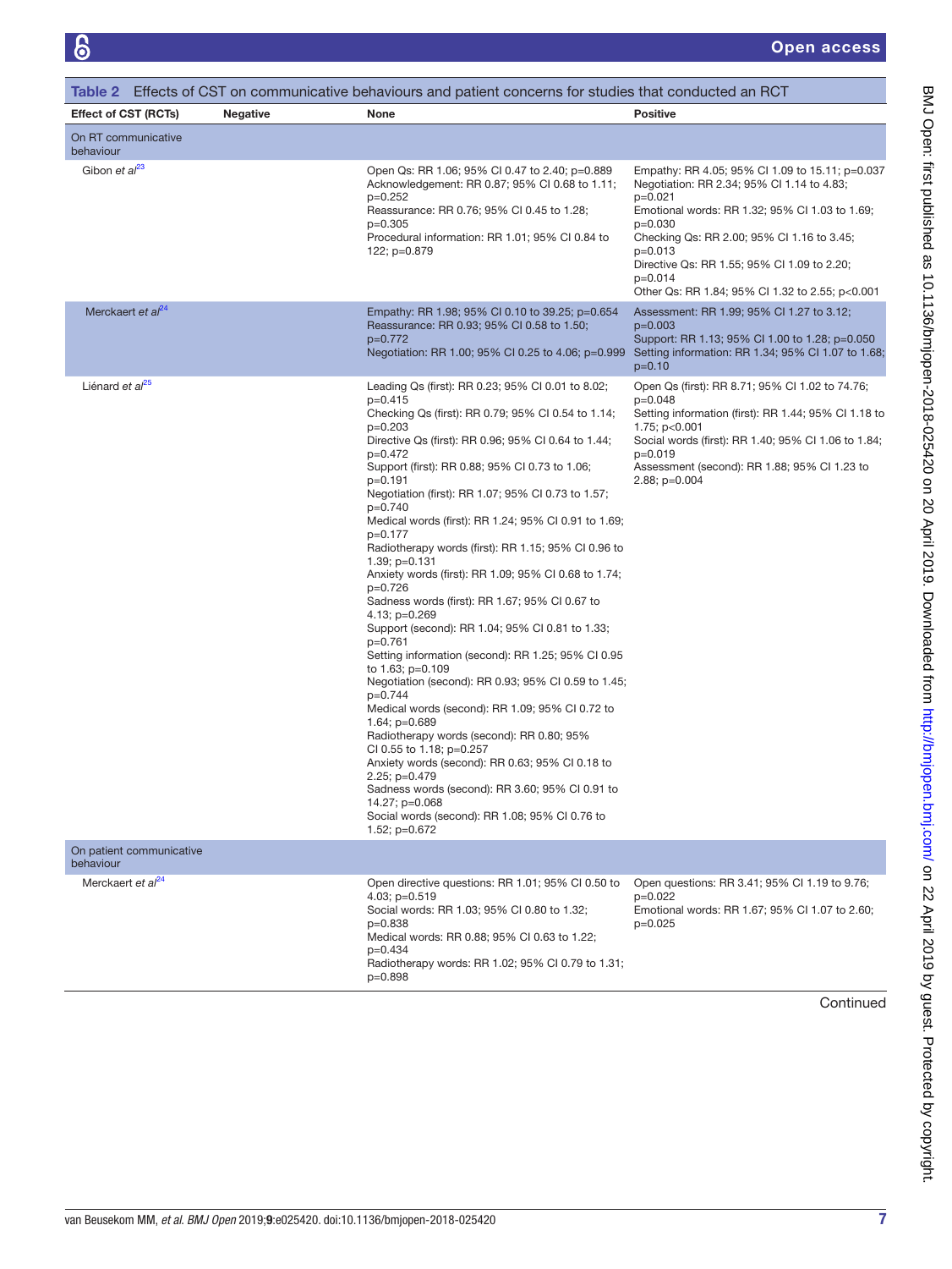**Table 2** Effects of CST on communicative behaviours and patient concerns for studies that conducted an RCT

| Effect of CST (RCTs) | Negative | None | Positive |
|---|---|---|---|
| **On RT communicative behaviour** | | | |
| Gibon *et al*[23] | | Open Qs: RR 1.06; 95% CI 0.47 to 2.40; p=0.889<br>Acknowledgement: RR 0.87; 95% CI 0.68 to 1.11; p=0.252<br>Reassurance: RR 0.76; 95% CI 0.45 to 1.28; p=0.305<br>Procedural information: RR 1.01; 95% CI 0.84 to 122; p=0.879 | Empathy: RR 4.05; 95% CI 1.09 to 15.11; p=0.037<br>Negotiation: RR 2.34; 95% CI 1.14 to 4.83; p=0.021<br>Emotional words: RR 1.32; 95% CI 1.03 to 1.69; p=0.030<br>Checking Qs: RR 2.00; 95% CI 1.16 to 3.45; p=0.013<br>Directive Qs: RR 1.55; 95% CI 1.09 to 2.20; p=0.014<br>Other Qs: RR 1.84; 95% CI 1.32 to 2.55; p<0.001 |
| Merckaert *et al*[24] | | Empathy: RR 1.98; 95% CI 0.10 to 39.25; p=0.654<br>Reassurance: RR 0.93; 95% CI 0.58 to 1.50; p=0.772<br>Negotiation: RR 1.00; 95% CI 0.25 to 4.06; p=0.999 | Assessment: RR 1.99; 95% CI 1.27 to 3.12; p=0.003<br>Support: RR 1.13; 95% CI 1.00 to 1.28; p=0.050<br>Setting information: RR 1.34; 95% CI 1.07 to 1.68; p=0.10 |
| Liénard *et al*[25] | | Leading Qs (first): RR 0.23; 95% CI 0.01 to 8.02; p=0.415<br>Checking Qs (first): RR 0.79; 95% CI 0.54 to 1.14; p=0.203<br>Directive Qs (first): RR 0.96; 95% CI 0.64 to 1.44; p=0.472<br>Support (first): RR 0.88; 95% CI 0.73 to 1.06; p=0.191<br>Negotiation (first): RR 1.07; 95% CI 0.73 to 1.57; p=0.740<br>Medical words (first): RR 1.24; 95% CI 0.91 to 1.69; p=0.177<br>Radiotherapy words (first): RR 1.15; 95% CI 0.96 to 1.39; p=0.131<br>Anxiety words (first): RR 1.09; 95% CI 0.68 to 1.74; p=0.726<br>Sadness words (first): RR 1.67; 95% CI 0.67 to 4.13; p=0.269<br>Support (second): RR 1.04; 95% CI 0.81 to 1.33; p=0.761<br>Setting information (second): RR 1.25; 95% CI 0.95 to 1.63; p=0.109<br>Negotiation (second): RR 0.93; 95% CI 0.59 to 1.45; p=0.744<br>Medical words (second): RR 1.09; 95% CI 0.72 to 1.64; p=0.689<br>Radiotherapy words (second): RR 0.80; 95% CI 0.55 to 1.18; p=0.257<br>Anxiety words (second): RR 0.63; 95% CI 0.18 to 2.25; p=0.479<br>Sadness words (second): RR 3.60; 95% CI 0.91 to 14.27; p=0.068<br>Social words (second): RR 1.08; 95% CI 0.76 to 1.52; p=0.672 | Open Qs (first): RR 8.71; 95% CI 1.02 to 74.76; p=0.048<br>Setting information (first): RR 1.44; 95% CI 1.18 to 1.75; p<0.001<br>Social words (first): RR 1.40; 95% CI 1.06 to 1.84; p=0.019<br>Assessment (second): RR 1.88; 95% CI 1.23 to 2.88; p=0.004 |
| **On patient communicative behaviour** | | | |
| Merckaert *et al*[24] | | Open directive questions: RR 1.01; 95% CI 0.50 to 4.03; p=0.519<br>Social words: RR 1.03; 95% CI 0.80 to 1.32; p=0.838<br>Medical words: RR 0.88; 95% CI 0.63 to 1.22; p=0.434<br>Radiotherapy words: RR 1.02; 95% CI 0.79 to 1.31; p=0.898 | Open questions: RR 3.41; 95% CI 1.19 to 9.76; p=0.022<br>Emotional words: RR 1.67; 95% CI 1.07 to 2.60; p=0.025 |

Continued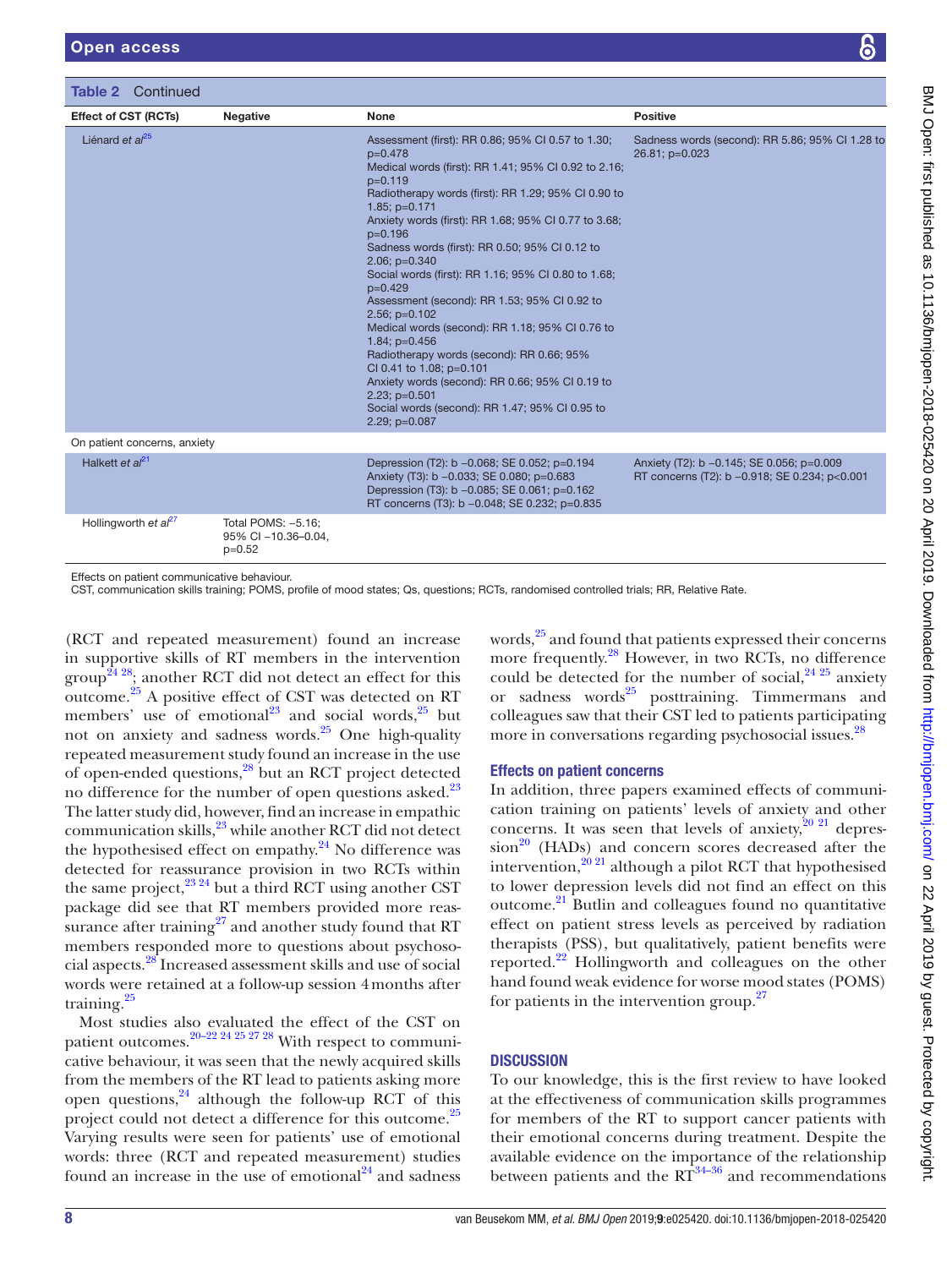Table 2 Continued

| Effect of CST (RCTs) | Negative | None | Positive |
|---|---|---|---|
| Liénard *et al*[25] | | Assessment (first): RR 0.86; 95% CI 0.57 to 1.30; p=0.478<br>Medical words (first): RR 1.41; 95% CI 0.92 to 2.16; p=0.119<br>Radiotherapy words (first): RR 1.29; 95% CI 0.90 to 1.85; p=0.171<br>Anxiety words (first): RR 1.68; 95% CI 0.77 to 3.68; p=0.196<br>Sadness words (first): RR 0.50; 95% CI 0.12 to 2.06; p=0.340<br>Social words (first): RR 1.16; 95% CI 0.80 to 1.68; p=0.429<br>Assessment (second): RR 1.53; 95% CI 0.92 to 2.56; p=0.102<br>Medical words (second): RR 1.18; 95% CI 0.76 to 1.84; p=0.456<br>Radiotherapy words (second): RR 0.66; 95% CI 0.41 to 1.08; p=0.101<br>Anxiety words (second): RR 0.66; 95% CI 0.19 to 2.23; p=0.501<br>Social words (second): RR 1.47; 95% CI 0.95 to 2.29; p=0.087 | Sadness words (second): RR 5.86; 95% CI 1.28 to 26.81; p=0.023 |
| On patient concerns, anxiety | | | |
| Halkett *et al*[21] | | Depression (T2): b −0.068; SE 0.052; p=0.194<br>Anxiety (T3): b −0.033; SE 0.080; p=0.683<br>Depression (T3): b −0.085; SE 0.061; p=0.162<br>RT concerns (T3): b −0.048; SE 0.232; p=0.835 | Anxiety (T2): b −0.145; SE 0.056; p=0.009<br>RT concerns (T2): b −0.918; SE 0.234; p<0.001 |
| Hollingworth *et al*[27] | Total POMS: −5.16; 95% CI −10.36–0.04, p=0.52 | | |

Effects on patient communicative behaviour.
CST, communication skills training; POMS, profile of mood states; Qs, questions; RCTs, randomised controlled trials; RR, Relative Rate.

(RCT and repeated measurement) found an increase in supportive skills of RT members in the intervention group[24 28]; another RCT did not detect an effect for this outcome.[25] A positive effect of CST was detected on RT members' use of emotional[23] and social words,[25] but not on anxiety and sadness words.[25] One high-quality repeated measurement study found an increase in the use of open-ended questions,[28] but an RCT project detected no difference for the number of open questions asked.[23] The latter study did, however, find an increase in empathic communication skills,[23] while another RCT did not detect the hypothesised effect on empathy.[24] No difference was detected for reassurance provision in two RCTs within the same project,[23 24] but a third RCT using another CST package did see that RT members provided more reassurance after training[27] and another study found that RT members responded more to questions about psychosocial aspects.[28] Increased assessment skills and use of social words were retained at a follow-up session 4 months after training.[25]

Most studies also evaluated the effect of the CST on patient outcomes.[20–22 24 25 27 28] With respect to communicative behaviour, it was seen that the newly acquired skills from the members of the RT lead to patients asking more open questions,[24] although the follow-up RCT of this project could not detect a difference for this outcome.[25] Varying results were seen for patients' use of emotional words: three (RCT and repeated measurement) studies found an increase in the use of emotional[24] and sadness words,[25] and found that patients expressed their concerns more frequently.[28] However, in two RCTs, no difference could be detected for the number of social,[24 25] anxiety or sadness words[25] posttraining. Timmermans and colleagues saw that their CST led to patients participating more in conversations regarding psychosocial issues.[28]

## Effects on patient concerns

In addition, three papers examined effects of communication training on patients' levels of anxiety and other concerns. It was seen that levels of anxiety,[20 21] depression[20] (HADs) and concern scores decreased after the intervention,[20 21] although a pilot RCT that hypothesised to lower depression levels did not find an effect on this outcome.[21] Butlin and colleagues found no quantitative effect on patient stress levels as perceived by radiation therapists (PSS), but qualitatively, patient benefits were reported.[22] Hollingworth and colleagues on the other hand found weak evidence for worse mood states (POMS) for patients in the intervention group.[27]

## DISCUSSION

To our knowledge, this is the first review to have looked at the effectiveness of communication skills programmes for members of the RT to support cancer patients with their emotional concerns during treatment. Despite the available evidence on the importance of the relationship between patients and the RT[34–36] and recommendations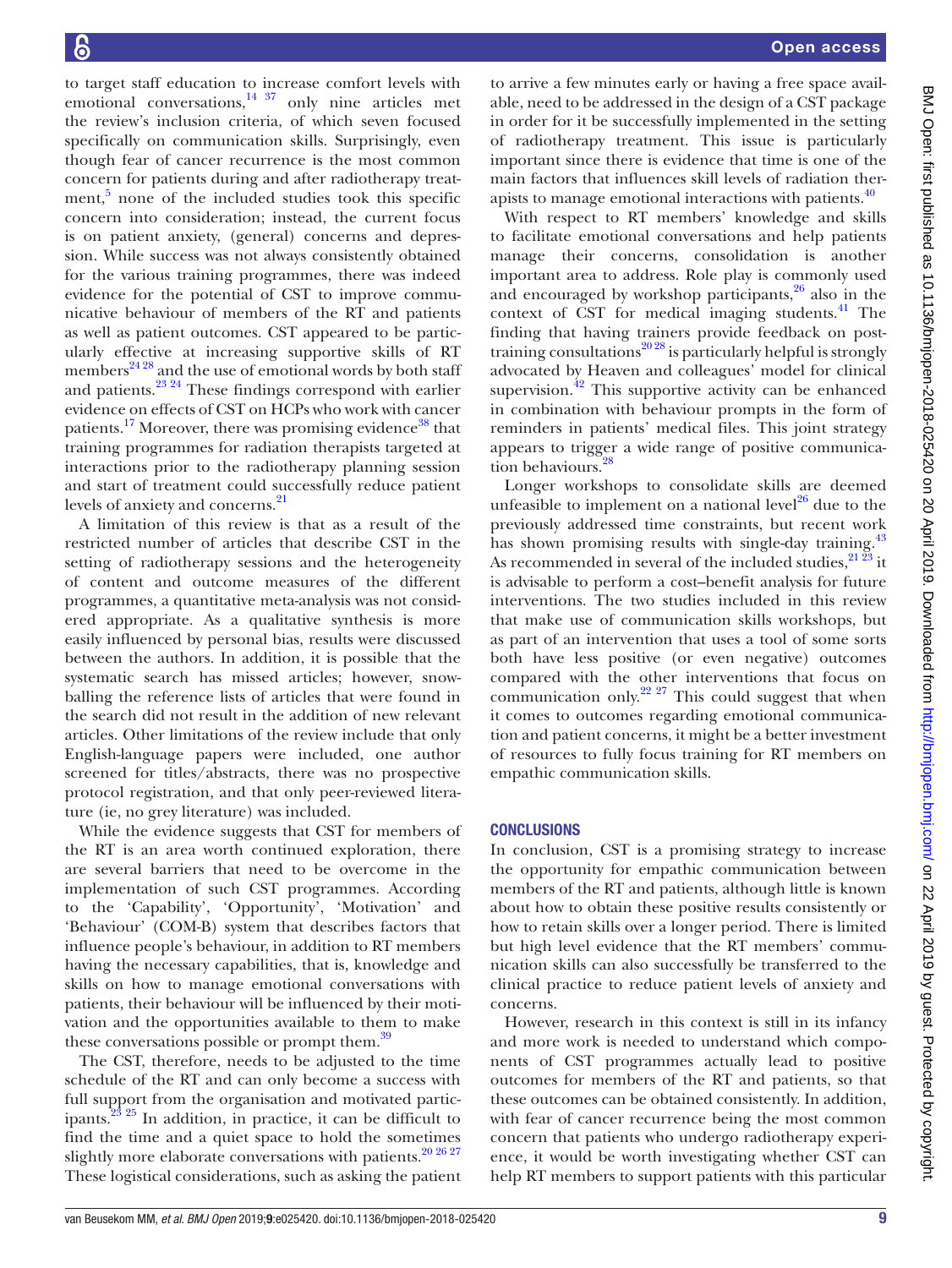to target staff education to increase comfort levels with emotional conversations,[14 37] only nine articles met the review's inclusion criteria, of which seven focused specifically on communication skills. Surprisingly, even though fear of cancer recurrence is the most common concern for patients during and after radiotherapy treatment,[5] none of the included studies took this specific concern into consideration; instead, the current focus is on patient anxiety, (general) concerns and depression. While success was not always consistently obtained for the various training programmes, there was indeed evidence for the potential of CST to improve communicative behaviour of members of the RT and patients as well as patient outcomes. CST appeared to be particularly effective at increasing supportive skills of RT members[24 28] and the use of emotional words by both staff and patients.[23 24] These findings correspond with earlier evidence on effects of CST on HCPs who work with cancer patients.[17] Moreover, there was promising evidence[38] that training programmes for radiation therapists targeted at interactions prior to the radiotherapy planning session and start of treatment could successfully reduce patient levels of anxiety and concerns.[21]

A limitation of this review is that as a result of the restricted number of articles that describe CST in the setting of radiotherapy sessions and the heterogeneity of content and outcome measures of the different programmes, a quantitative meta-analysis was not considered appropriate. As a qualitative synthesis is more easily influenced by personal bias, results were discussed between the authors. In addition, it is possible that the systematic search has missed articles; however, snowballing the reference lists of articles that were found in the search did not result in the addition of new relevant articles. Other limitations of the review include that only English-language papers were included, one author screened for titles/abstracts, there was no prospective protocol registration, and that only peer-reviewed literature (ie, no grey literature) was included.

While the evidence suggests that CST for members of the RT is an area worth continued exploration, there are several barriers that need to be overcome in the implementation of such CST programmes. According to the 'Capability', 'Opportunity', 'Motivation' and 'Behaviour' (COM-B) system that describes factors that influence people's behaviour, in addition to RT members having the necessary capabilities, that is, knowledge and skills on how to manage emotional conversations with patients, their behaviour will be influenced by their motivation and the opportunities available to them to make these conversations possible or prompt them.[39]

The CST, therefore, needs to be adjusted to the time schedule of the RT and can only become a success with full support from the organisation and motivated participants.[23 25] In addition, in practice, it can be difficult to find the time and a quiet space to hold the sometimes slightly more elaborate conversations with patients.[20 26 27] These logistical considerations, such as asking the patient to arrive a few minutes early or having a free space available, need to be addressed in the design of a CST package in order for it be successfully implemented in the setting of radiotherapy treatment. This issue is particularly important since there is evidence that time is one of the main factors that influences skill levels of radiation therapists to manage emotional interactions with patients.[40]

With respect to RT members' knowledge and skills to facilitate emotional conversations and help patients manage their concerns, consolidation is another important area to address. Role play is commonly used and encouraged by workshop participants,[26] also in the context of CST for medical imaging students.[41] The finding that having trainers provide feedback on post-training consultations[20 28] is particularly helpful is strongly advocated by Heaven and colleagues' model for clinical supervision.[42] This supportive activity can be enhanced in combination with behaviour prompts in the form of reminders in patients' medical files. This joint strategy appears to trigger a wide range of positive communication behaviours.[28]

Longer workshops to consolidate skills are deemed unfeasible to implement on a national level[26] due to the previously addressed time constraints, but recent work has shown promising results with single-day training.[43] As recommended in several of the included studies,[21 23] it is advisable to perform a cost–benefit analysis for future interventions. The two studies included in this review that make use of communication skills workshops, but as part of an intervention that uses a tool of some sorts both have less positive (or even negative) outcomes compared with the other interventions that focus on communication only.[22 27] This could suggest that when it comes to outcomes regarding emotional communication and patient concerns, it might be a better investment of resources to fully focus training for RT members on empathic communication skills.

## CONCLUSIONS

In conclusion, CST is a promising strategy to increase the opportunity for empathic communication between members of the RT and patients, although little is known about how to obtain these positive results consistently or how to retain skills over a longer period. There is limited but high level evidence that the RT members' communication skills can also successfully be transferred to the clinical practice to reduce patient levels of anxiety and concerns.

However, research in this context is still in its infancy and more work is needed to understand which components of CST programmes actually lead to positive outcomes for members of the RT and patients, so that these outcomes can be obtained consistently. In addition, with fear of cancer recurrence being the most common concern that patients who undergo radiotherapy experience, it would be worth investigating whether CST can help RT members to support patients with this particular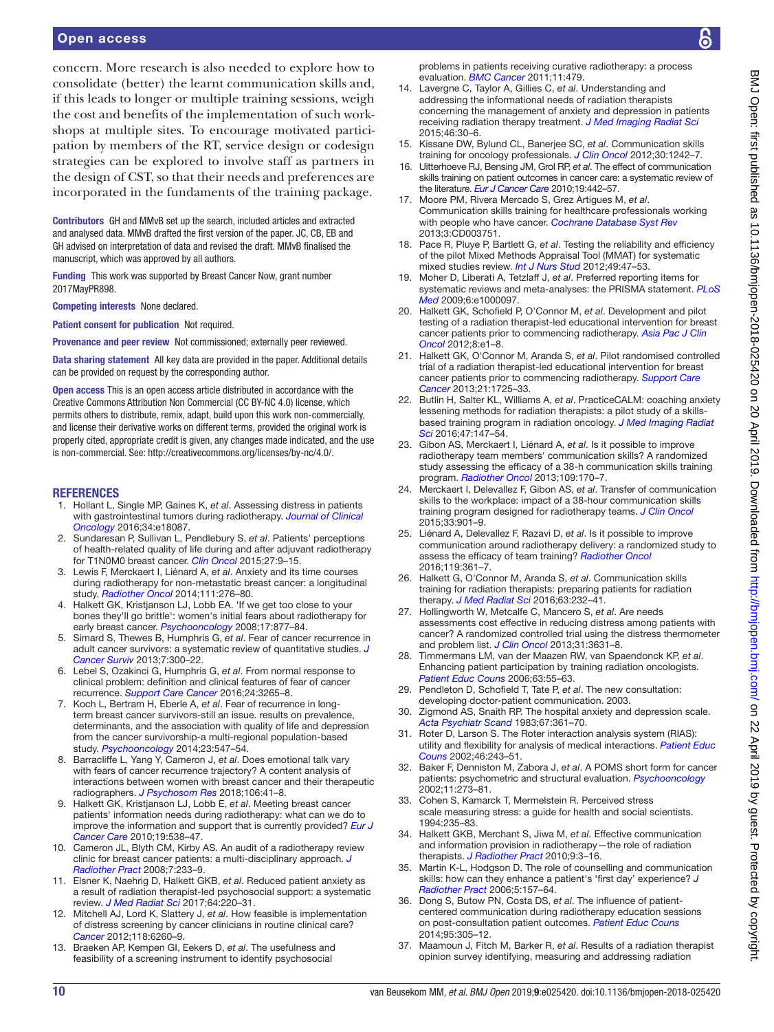concern. More research is also needed to explore how to consolidate (better) the learnt communication skills and, if this leads to longer or multiple training sessions, weigh the cost and benefits of the implementation of such workshops at multiple sites. To encourage motivated participation by members of the RT, service design or codesign strategies can be explored to involve staff as partners in the design of CST, so that their needs and preferences are incorporated in the fundaments of the training package.

**Contributors** GH and MMvB set up the search, included articles and extracted and analysed data. MMvB drafted the first version of the paper. JC, CB, EB and GH advised on interpretation of data and revised the draft. MMvB finalised the manuscript, which was approved by all authors.

**Funding** This work was supported by Breast Cancer Now, grant number 2017MayPR898.

**Competing interests** None declared.

**Patient consent for publication** Not required.

**Provenance and peer review** Not commissioned; externally peer reviewed.

**Data sharing statement** All key data are provided in the paper. Additional details can be provided on request by the corresponding author.

**Open access** This is an open access article distributed in accordance with the Creative Commons Attribution Non Commercial (CC BY-NC 4.0) license, which permits others to distribute, remix, adapt, build upon this work non-commercially, and license their derivative works on different terms, provided the original work is properly cited, appropriate credit is given, any changes made indicated, and the use is non-commercial. See: http://creativecommons.org/licenses/by-nc/4.0/.

## REFERENCES

1. Hollant L, Single MP, Gaines K, *et al*. Assessing distress in patients with gastrointestinal tumors during radiotherapy. *Journal of Clinical Oncology* 2016;34:e18087.
2. Sundaresan P, Sullivan L, Pendlebury S, *et al*. Patients' perceptions of health-related quality of life during and after adjuvant radiotherapy for T1N0M0 breast cancer. *Clin Oncol* 2015;27:9–15.
3. Lewis F, Merckaert I, Liénard A, *et al*. Anxiety and its time courses during radiotherapy for non-metastatic breast cancer: a longitudinal study. *Radiother Oncol* 2014;111:276–80.
4. Halkett GK, Kristjanson LJ, Lobb EA. 'If we get too close to your bones they'll go brittle': women's initial fears about radiotherapy for early breast cancer. *Psychooncology* 2008;17:877–84.
5. Simard S, Thewes B, Humphris G, *et al*. Fear of cancer recurrence in adult cancer survivors: a systematic review of quantitative studies. *J Cancer Surviv* 2013;7:300–22.
6. Lebel S, Ozakinci G, Humphris G, *et al*. From normal response to clinical problem: definition and clinical features of fear of cancer recurrence. *Support Care Cancer* 2016;24:3265–8.
7. Koch L, Bertram H, Eberle A, *et al*. Fear of recurrence in long-term breast cancer survivors-still an issue. results on prevalence, determinants, and the association with quality of life and depression from the cancer survivorship-a multi-regional population-based study. *Psychooncology* 2014;23:547–54.
8. Barracliffe L, Yang Y, Cameron J, *et al*. Does emotional talk vary with fears of cancer recurrence trajectory? A content analysis of interactions between women with breast cancer and their therapeutic radiographers. *J Psychosom Res* 2018;106:41–8.
9. Halkett GK, Kristjanson LJ, Lobb E, *et al*. Meeting breast cancer patients' information needs during radiotherapy: what can we do to improve the information and support that is currently provided? *Eur J Cancer Care* 2010;19:538–47.
10. Cameron JL, Blyth CM, Kirby AS. An audit of a radiotherapy review clinic for breast cancer patients: a multi-disciplinary approach. *J Radiother Pract* 2008;7:233–9.
11. Elsner K, Naehrig D, Halkett GKB, *et al*. Reduced patient anxiety as a result of radiation therapist-led psychosocial support: a systematic review. *J Med Radiat Sci* 2017;64:220–31.
12. Mitchell AJ, Lord K, Slattery J, *et al*. How feasible is implementation of distress screening by cancer clinicians in routine clinical care? *Cancer* 2012;118:6260–9.
13. Braeken AP, Kempen GI, Eekers D, *et al*. The usefulness and feasibility of a screening instrument to identify psychosocial problems in patients receiving curative radiotherapy: a process evaluation. *BMC Cancer* 2011;11:479.
14. Lavergne C, Taylor A, Gillies C, *et al*. Understanding and addressing the informational needs of radiation therapists concerning the management of anxiety and depression in patients receiving radiation therapy treatment. *J Med Imaging Radiat Sci* 2015;46:30–6.
15. Kissane DW, Bylund CL, Banerjee SC, *et al*. Communication skills training for oncology professionals. *J Clin Oncol* 2012;30:1242–7.
16. Uitterhoeve RJ, Bensing JM, Grol RP, *et al*. The effect of communication skills training on patient outcomes in cancer care: a systematic review of the literature. *Eur J Cancer Care* 2010;19:442–57.
17. Moore PM, Rivera Mercado S, Grez Artigues M, *et al*. Communication skills training for healthcare professionals working with people who have cancer. *Cochrane Database Syst Rev* 2013;3:CD003751.
18. Pace R, Pluye P, Bartlett G, *et al*. Testing the reliability and efficiency of the pilot Mixed Methods Appraisal Tool (MMAT) for systematic mixed studies review. *Int J Nurs Stud* 2012;49:47–53.
19. Moher D, Liberati A, Tetzlaff J, *et al*. Preferred reporting items for systematic reviews and meta-analyses: the PRISMA statement. *PLoS Med* 2009;6:e1000097.
20. Halkett GK, Schofield P, O'Connor M, *et al*. Development and pilot testing of a radiation therapist-led educational intervention for breast cancer patients prior to commencing radiotherapy. *Asia Pac J Clin Oncol* 2012;8:e1–8.
21. Halkett GK, O'Connor M, Aranda S, *et al*. Pilot randomised controlled trial of a radiation therapist-led educational intervention for breast cancer patients prior to commencing radiotherapy. *Support Care Cancer* 2013;21:1725–33.
22. Butlin H, Salter KL, Williams A, *et al*. PracticeCALM: coaching anxiety lessening methods for radiation therapists: a pilot study of a skills-based training program in radiation oncology. *J Med Imaging Radiat Sci* 2016;47:147–54.
23. Gibon AS, Merckaert I, Liénard A, *et al*. Is it possible to improve radiotherapy team members' communication skills? A randomized study assessing the efficacy of a 38-h communication skills training program. *Radiother Oncol* 2013;109:170–7.
24. Merckaert I, Delevallez F, Gibon AS, *et al*. Transfer of communication skills to the workplace: impact of a 38-hour communication skills training program designed for radiotherapy teams. *J Clin Oncol* 2015;33:901–9.
25. Liénard A, Delevallez F, Razavi D, *et al*. Is it possible to improve communication around radiotherapy delivery: a randomized study to assess the efficacy of team training? *Radiother Oncol* 2016;119:361–7.
26. Halkett G, O'Connor M, Aranda S, *et al*. Communication skills training for radiation therapists: preparing patients for radiation therapy. *J Med Radiat Sci* 2016;63:232–41.
27. Hollingworth W, Metcalfe C, Mancero S, *et al*. Are needs assessments cost effective in reducing distress among patients with cancer? A randomized controlled trial using the distress thermometer and problem list. *J Clin Oncol* 2013;31:3631–8.
28. Timmermans LM, van der Maazen RW, van Spaendonck KP, *et al*. Enhancing patient participation by training radiation oncologists. *Patient Educ Couns* 2006;63:55–63.
29. Pendleton D, Schofield T, Tate P, *et al*. The new consultation: developing doctor-patient communication. 2003.
30. Zigmond AS, Snaith RP. The hospital anxiety and depression scale. *Acta Psychiatr Scand* 1983;67:361–70.
31. Roter D, Larson S. The Roter interaction analysis system (RIAS): utility and flexibility for analysis of medical interactions. *Patient Educ Couns* 2002;46:243–51.
32. Baker F, Denniston M, Zabora J, *et al*. A POMS short form for cancer patients: psychometric and structural evaluation. *Psychooncology* 2002;11:273–81.
33. Cohen S, Kamarck T, Mermelstein R. Perceived stress scale measuring stress: a guide for health and social scientists. 1994:235–83.
34. Halkett GKB, Merchant S, Jiwa M, *et al*. Effective communication and information provision in radiotherapy—the role of radiation therapists. *J Radiother Pract* 2010;9:3–16.
35. Martin K-L, Hodgson D. The role of counselling and communication skills: how can they enhance a patient's 'first day' experience? *J Radiother Pract* 2006;5:157–64.
36. Dong S, Butow PN, Costa DS, *et al*. The influence of patient-centered communication during radiotherapy education sessions on post-consultation patient outcomes. *Patient Educ Couns* 2014;95:305–12.
37. Maamoun J, Fitch M, Barker R, *et al*. Results of a radiation therapist opinion survey identifying, measuring and addressing radiation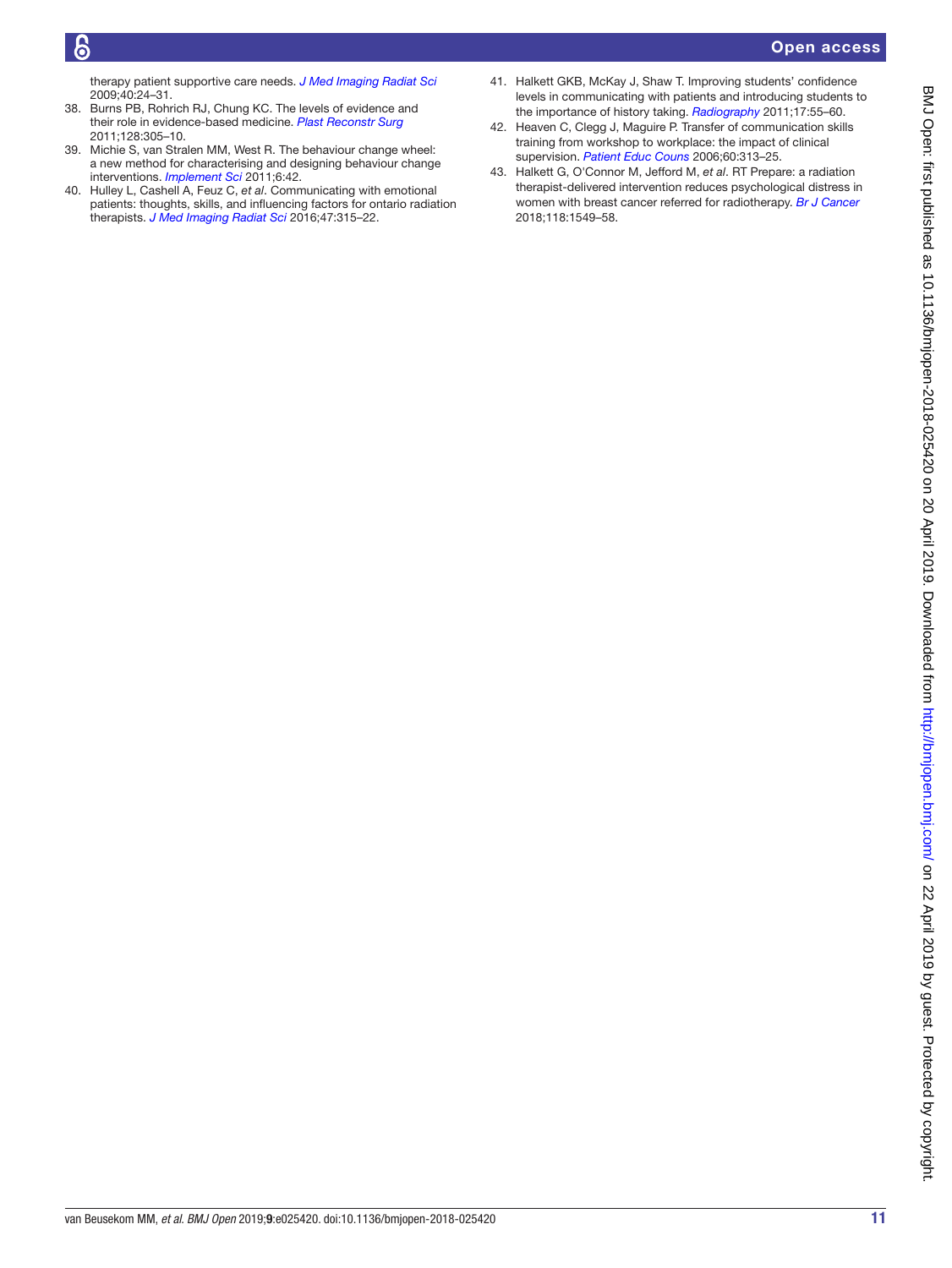therapy patient supportive care needs. *J Med Imaging Radiat Sci* 2009;40:24–31.

38. Burns PB, Rohrich RJ, Chung KC. The levels of evidence and their role in evidence-based medicine. *Plast Reconstr Surg* 2011;128:305–10.
39. Michie S, van Stralen MM, West R. The behaviour change wheel: a new method for characterising and designing behaviour change interventions. *Implement Sci* 2011;6:42.
40. Hulley L, Cashell A, Feuz C, *et al*. Communicating with emotional patients: thoughts, skills, and influencing factors for ontario radiation therapists. *J Med Imaging Radiat Sci* 2016;47:315–22.
41. Halkett GKB, McKay J, Shaw T. Improving students' confidence levels in communicating with patients and introducing students to the importance of history taking. *Radiography* 2011;17:55–60.
42. Heaven C, Clegg J, Maguire P. Transfer of communication skills training from workshop to workplace: the impact of clinical supervision. *Patient Educ Couns* 2006;60:313–25.
43. Halkett G, O'Connor M, Jefford M, *et al*. RT Prepare: a radiation therapist-delivered intervention reduces psychological distress in women with breast cancer referred for radiotherapy. *Br J Cancer* 2018;118:1549–58.